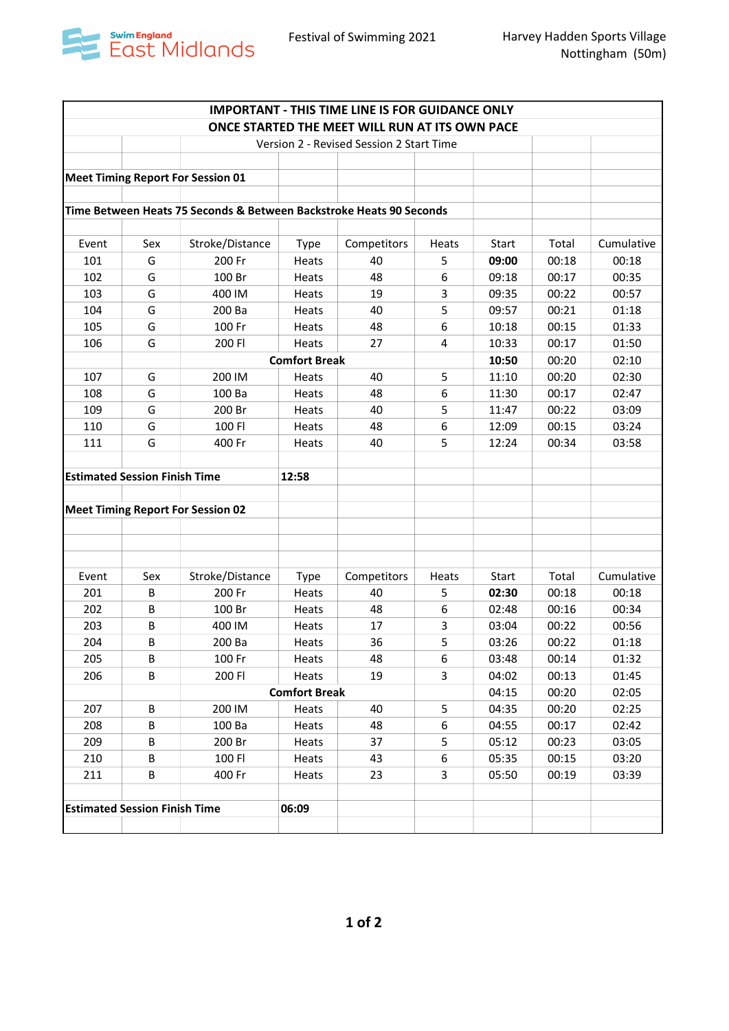Swim England East Midlands

Festival of Swimming 2021

Harvey Hadden Sports Village
Nottingham (50m)

**IMPORTANT - THIS TIME LINE IS FOR GUIDANCE ONLY**
**ONCE STARTED THE MEET WILL RUN AT ITS OWN PACE**

Version 2 - Revised Session 2 Start Time

**Meet Timing Report For Session 01**

**Time Between Heats 75 Seconds & Between Backstroke Heats 90 Seconds**

| Event | Sex | Stroke/Distance | Type | Competitors | Heats | Start | Total | Cumulative |
|---|---|---|---|---|---|---|---|---|
| 101 | G | 200 Fr | Heats | 40 | 5 | **09:00** | 00:18 | 00:18 |
| 102 | G | 100 Br | Heats | 48 | 6 | 09:18 | 00:17 | 00:35 |
| 103 | G | 400 IM | Heats | 19 | 3 | 09:35 | 00:22 | 00:57 |
| 104 | G | 200 Ba | Heats | 40 | 5 | 09:57 | 00:21 | 01:18 |
| 105 | G | 100 Fr | Heats | 48 | 6 | 10:18 | 00:15 | 01:33 |
| 106 | G | 200 Fl | Heats | 27 | 4 | 10:33 | 00:17 | 01:50 |
| | | **Comfort Break** | | | | **10:50** | 00:20 | 02:10 |
| 107 | G | 200 IM | Heats | 40 | 5 | 11:10 | 00:20 | 02:30 |
| 108 | G | 100 Ba | Heats | 48 | 6 | 11:30 | 00:17 | 02:47 |
| 109 | G | 200 Br | Heats | 40 | 5 | 11:47 | 00:22 | 03:09 |
| 110 | G | 100 Fl | Heats | 48 | 6 | 12:09 | 00:15 | 03:24 |
| 111 | G | 400 Fr | Heats | 40 | 5 | 12:24 | 00:34 | 03:58 |

**Estimated Session Finish Time** **12:58**

**Meet Timing Report For Session 02**

| Event | Sex | Stroke/Distance | Type | Competitors | Heats | Start | Total | Cumulative |
|---|---|---|---|---|---|---|---|---|
| 201 | B | 200 Fr | Heats | 40 | 5 | **02:30** | 00:18 | 00:18 |
| 202 | B | 100 Br | Heats | 48 | 6 | 02:48 | 00:16 | 00:34 |
| 203 | B | 400 IM | Heats | 17 | 3 | 03:04 | 00:22 | 00:56 |
| 204 | B | 200 Ba | Heats | 36 | 5 | 03:26 | 00:22 | 01:18 |
| 205 | B | 100 Fr | Heats | 48 | 6 | 03:48 | 00:14 | 01:32 |
| 206 | B | 200 Fl | Heats | 19 | 3 | 04:02 | 00:13 | 01:45 |
| | | **Comfort Break** | | | | 04:15 | 00:20 | 02:05 |
| 207 | B | 200 IM | Heats | 40 | 5 | 04:35 | 00:20 | 02:25 |
| 208 | B | 100 Ba | Heats | 48 | 6 | 04:55 | 00:17 | 02:42 |
| 209 | B | 200 Br | Heats | 37 | 5 | 05:12 | 00:23 | 03:05 |
| 210 | B | 100 Fl | Heats | 43 | 6 | 05:35 | 00:15 | 03:20 |
| 211 | B | 400 Fr | Heats | 23 | 3 | 05:50 | 00:19 | 03:39 |

**Estimated Session Finish Time** **06:09**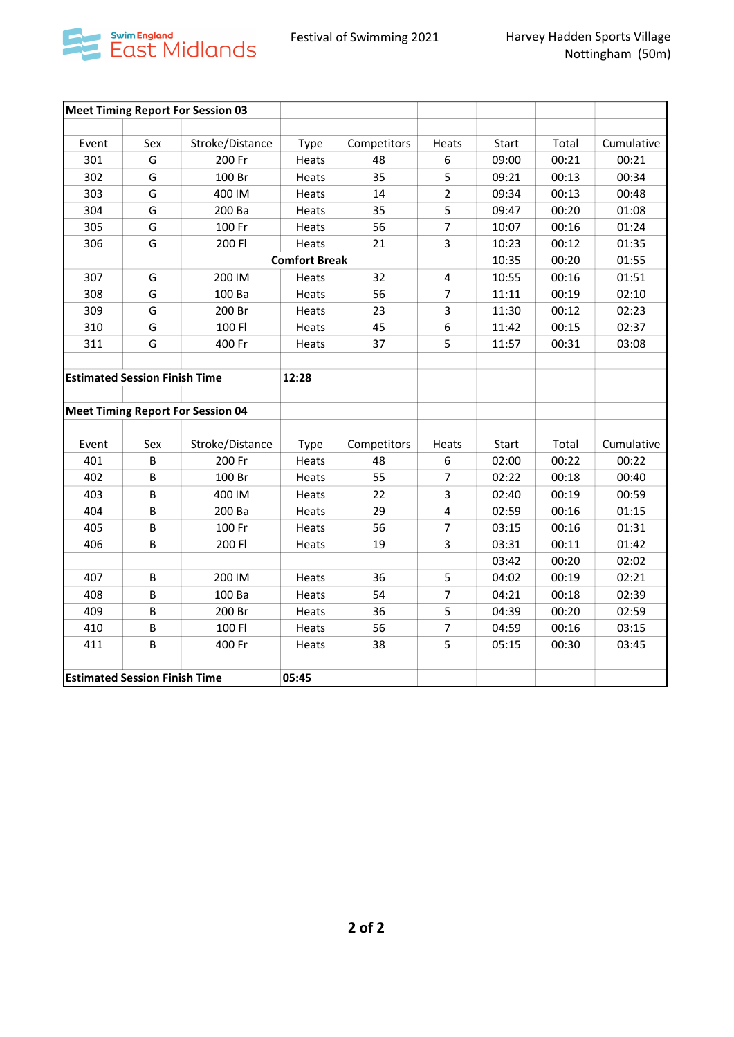Swim England East Midlands

Festival of Swimming 2021

Harvey Hadden Sports Village
Nottingham (50m)

| Meet Timing Report For Session 03 | | | | | | | | |
|---|---|---|---|---|---|---|---|---|
| Event | Sex | Stroke/Distance | Type | Competitors | Heats | Start | Total | Cumulative |
| 301 | G | 200 Fr | Heats | 48 | 6 | 09:00 | 00:21 | 00:21 |
| 302 | G | 100 Br | Heats | 35 | 5 | 09:21 | 00:13 | 00:34 |
| 303 | G | 400 IM | Heats | 14 | 2 | 09:34 | 00:13 | 00:48 |
| 304 | G | 200 Ba | Heats | 35 | 5 | 09:47 | 00:20 | 01:08 |
| 305 | G | 100 Fr | Heats | 56 | 7 | 10:07 | 00:16 | 01:24 |
| 306 | G | 200 Fl | Heats | 21 | 3 | 10:23 | 00:12 | 01:35 |
| | | | **Comfort Break** | | | 10:35 | 00:20 | 01:55 |
| 307 | G | 200 IM | Heats | 32 | 4 | 10:55 | 00:16 | 01:51 |
| 308 | G | 100 Ba | Heats | 56 | 7 | 11:11 | 00:19 | 02:10 |
| 309 | G | 200 Br | Heats | 23 | 3 | 11:30 | 00:12 | 02:23 |
| 310 | G | 100 Fl | Heats | 45 | 6 | 11:42 | 00:15 | 02:37 |
| 311 | G | 400 Fr | Heats | 37 | 5 | 11:57 | 00:31 | 03:08 |
| **Estimated Session Finish Time** | | | **12:28** | | | | | |

| Meet Timing Report For Session 04 | | | | | | | | |
|---|---|---|---|---|---|---|---|---|
| Event | Sex | Stroke/Distance | Type | Competitors | Heats | Start | Total | Cumulative |
| 401 | B | 200 Fr | Heats | 48 | 6 | 02:00 | 00:22 | 00:22 |
| 402 | B | 100 Br | Heats | 55 | 7 | 02:22 | 00:18 | 00:40 |
| 403 | B | 400 IM | Heats | 22 | 3 | 02:40 | 00:19 | 00:59 |
| 404 | B | 200 Ba | Heats | 29 | 4 | 02:59 | 00:16 | 01:15 |
| 405 | B | 100 Fr | Heats | 56 | 7 | 03:15 | 00:16 | 01:31 |
| 406 | B | 200 Fl | Heats | 19 | 3 | 03:31 | 00:11 | 01:42 |
| | | | | | | 03:42 | 00:20 | 02:02 |
| 407 | B | 200 IM | Heats | 36 | 5 | 04:02 | 00:19 | 02:21 |
| 408 | B | 100 Ba | Heats | 54 | 7 | 04:21 | 00:18 | 02:39 |
| 409 | B | 200 Br | Heats | 36 | 5 | 04:39 | 00:20 | 02:59 |
| 410 | B | 100 Fl | Heats | 56 | 7 | 04:59 | 00:16 | 03:15 |
| 411 | B | 400 Fr | Heats | 38 | 5 | 05:15 | 00:30 | 03:45 |
| **Estimated Session Finish Time** | | | **05:45** | | | | | |